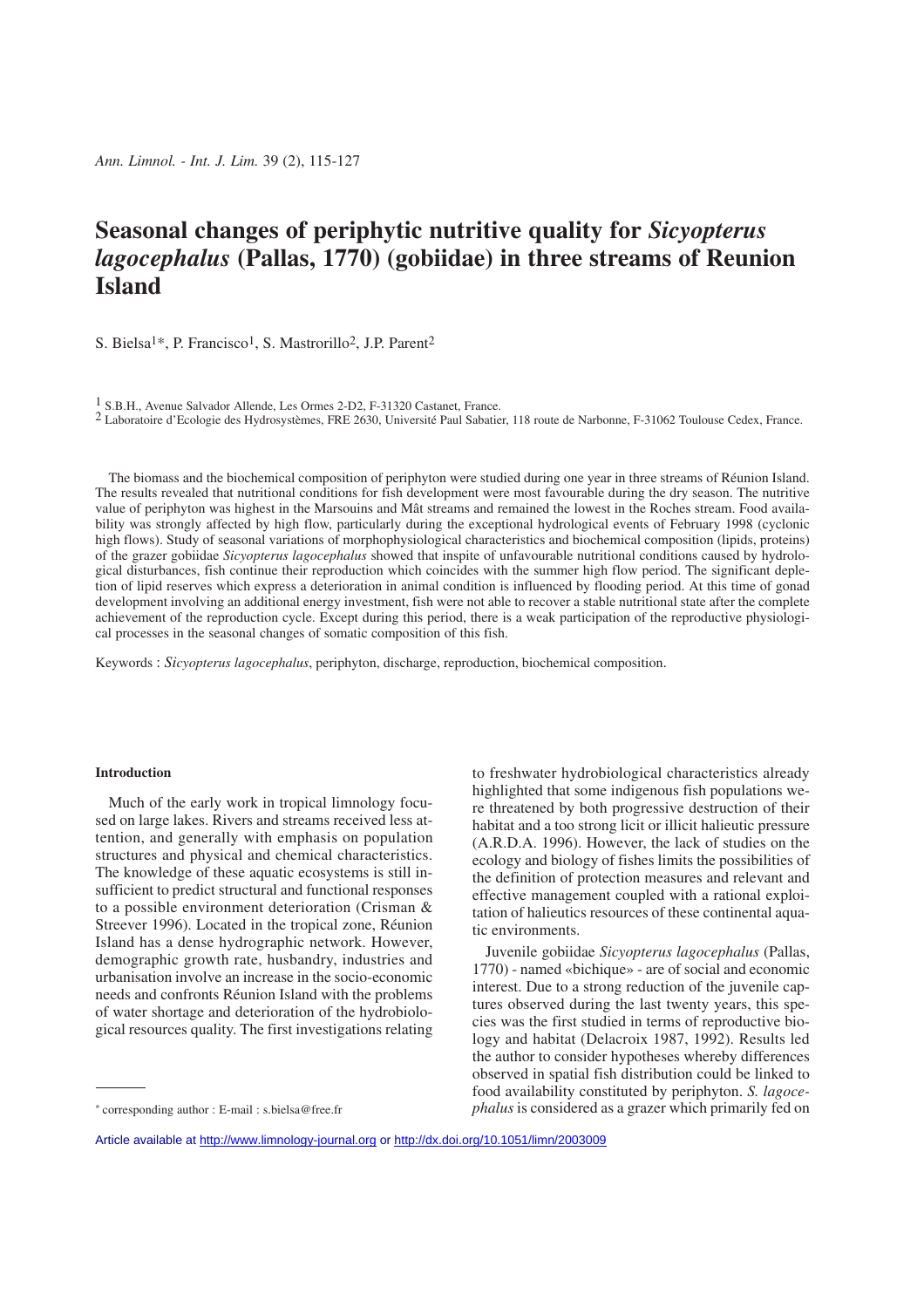# Seasonal changes of periphytic nutritive quality for *Sicyopterus lagocephalus* (Pallas, 1770) (gobiidae) in three streams of Reunion Island

S. Bielsa[1]*, P. Francisco[1], S. Mastrorillo[2], J.P. Parent[2]

[1] S.B.H., Avenue Salvador Allende, Les Ormes 2-D2, F-31320 Castanet, France.
[2] Laboratoire d'Ecologie des Hydrosystèmes, FRE 2630, Université Paul Sabatier, 118 route de Narbonne, F-31062 Toulouse Cedex, France.

The biomass and the biochemical composition of periphyton were studied during one year in three streams of Réunion Island. The results revealed that nutritional conditions for fish development were most favourable during the dry season. The nutritive value of periphyton was highest in the Marsouins and Mât streams and remained the lowest in the Roches stream. Food availability was strongly affected by high flow, particularly during the exceptional hydrological events of February 1998 (cyclonic high flows). Study of seasonal variations of morphophysiological characteristics and biochemical composition (lipids, proteins) of the grazer gobiidae *Sicyopterus lagocephalus* showed that inspite of unfavourable nutritional conditions caused by hydrological disturbances, fish continue their reproduction which coincides with the summer high flow period. The significant depletion of lipid reserves which express a deterioration in animal condition is influenced by flooding period. At this time of gonad development involving an additional energy investment, fish were not able to recover a stable nutritional state after the complete achievement of the reproduction cycle. Except during this period, there is a weak participation of the reproductive physiological processes in the seasonal changes of somatic composition of this fish.

Keywords : *Sicyopterus lagocephalus*, periphyton, discharge, reproduction, biochemical composition.

#### Introduction

Much of the early work in tropical limnology focused on large lakes. Rivers and streams received less attention, and generally with emphasis on population structures and physical and chemical characteristics. The knowledge of these aquatic ecosystems is still insufficient to predict structural and functional responses to a possible environment deterioration (Crisman & Streever 1996). Located in the tropical zone, Réunion Island has a dense hydrographic network. However, demographic growth rate, husbandry, industries and urbanisation involve an increase in the socio-economic needs and confronts Réunion Island with the problems of water shortage and deterioration of the hydrobiological resources quality. The first investigations relating to freshwater hydrobiological characteristics already highlighted that some indigenous fish populations were threatened by both progressive destruction of their habitat and a too strong licit or illicit halieutic pressure (A.R.D.A. 1996). However, the lack of studies on the ecology and biology of fishes limits the possibilities of the definition of protection measures and relevant and effective management coupled with a rational exploitation of halieutics resources of these continental aquatic environments.

Juvenile gobiidae *Sicyopterus lagocephalus* (Pallas, 1770) - named «bichique» - are of social and economic interest. Due to a strong reduction of the juvenile captures observed during the last twenty years, this species was the first studied in terms of reproductive biology and habitat (Delacroix 1987, 1992). Results led the author to consider hypotheses whereby differences observed in spatial fish distribution could be linked to food availability constituted by periphyton. *S. lagocephalus* is considered as a grazer which primarily fed on

* corresponding author : E-mail : s.bielsa@free.fr

Article available at http://www.limnology-journal.org or http://dx.doi.org/10.1051/limn/2003009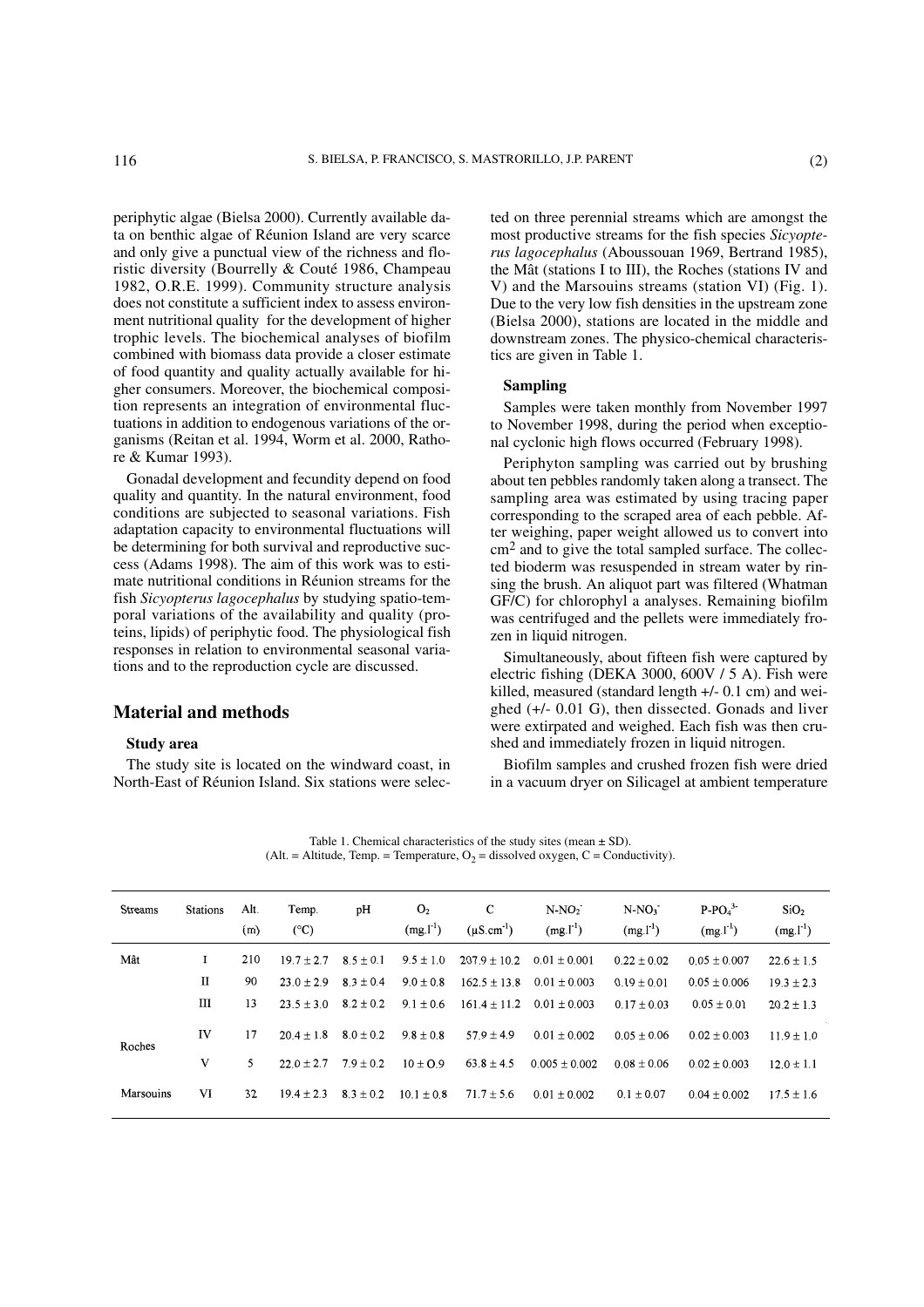periphytic algae (Bielsa 2000). Currently available data on benthic algae of Réunion Island are very scarce and only give a punctual view of the richness and floristic diversity (Bourrelly & Couté 1986, Champeau 1982, O.R.E. 1999). Community structure analysis does not constitute a sufficient index to assess environment nutritional quality for the development of higher trophic levels. The biochemical analyses of biofilm combined with biomass data provide a closer estimate of food quantity and quality actually available for higher consumers. Moreover, the biochemical composition represents an integration of environmental fluctuations in addition to endogenous variations of the organisms (Reitan et al. 1994, Worm et al. 2000, Rathore & Kumar 1993).

Gonadal development and fecundity depend on food quality and quantity. In the natural environment, food conditions are subjected to seasonal variations. Fish adaptation capacity to environmental fluctuations will be determining for both survival and reproductive success (Adams 1998). The aim of this work was to estimate nutritional conditions in Réunion streams for the fish *Sicyopterus lagocephalus* by studying spatio-temporal variations of the availability and quality (proteins, lipids) of periphytic food. The physiological fish responses in relation to environmental seasonal variations and to the reproduction cycle are discussed.

## Material and methods

### Study area

The study site is located on the windward coast, in North-East of Réunion Island. Six stations were selected on three perennial streams which are amongst the most productive streams for the fish species *Sicyopterus lagocephalus* (Aboussouan 1969, Bertrand 1985), the Mât (stations I to III), the Roches (stations IV and V) and the Marsouins streams (station VI) (Fig. 1). Due to the very low fish densities in the upstream zone (Bielsa 2000), stations are located in the middle and downstream zones. The physico-chemical characteristics are given in Table 1.

### Sampling

Samples were taken monthly from November 1997 to November 1998, during the period when exceptional cyclonic high flows occurred (February 1998).

Periphyton sampling was carried out by brushing about ten pebbles randomly taken along a transect. The sampling area was estimated by using tracing paper corresponding to the scraped area of each pebble. After weighing, paper weight allowed us to convert into $cm^2$ and to give the total sampled surface. The collected bioderm was resuspended in stream water by rinsing the brush. An aliquot part was filtered (Whatman GF/C) for chlorophyl a analyses. Remaining biofilm was centrifuged and the pellets were immediately frozen in liquid nitrogen.

Simultaneously, about fifteen fish were captured by electric fishing (DEKA 3000, 600V / 5 A). Fish were killed, measured (standard length +/- 0.1 cm) and weighed (+/- 0.01 G), then dissected. Gonads and liver were extirpated and weighed. Each fish was then crushed and immediately frozen in liquid nitrogen.

Biofilm samples and crushed frozen fish were dried in a vacuum dryer on Silicagel at ambient temperature

Table 1. Chemical characteristics of the study sites (mean ± SD). (Alt. = Altitude, Temp. = Temperature, $O_2$ = dissolved oxygen, C = Conductivity).

| Streams | Stations | Alt. (m) | Temp. (°C) | pH | $O_2$ ($mg.l^{-1}$) | C ($\mu S.cm^{-1}$) | $N\text{-}NO_2^-$ ($mg.l^{-1}$) | $N\text{-}NO_3^-$ ($mg.l^{-1}$) | $P\text{-}PO_4^{3-}$ ($mg.l^{-1}$) | $SiO_2$ ($mg.l^{-1}$) |
|---|---|---|---|---|---|---|---|---|---|---|
| Mât | I | 210 | 19.7 ± 2.7 | 8.5 ± 0.1 | 9.5 ± 1.0 | 207.9 ± 10.2 | 0.01 ± 0.001 | 0.22 ± 0.02 | 0.05 ± 0.007 | 22.6 ± 1.5 |
| | II | 90 | 23.0 ± 2.9 | 8.3 ± 0.4 | 9.0 ± 0.8 | 162.5 ± 13.8 | 0.01 ± 0.003 | 0.19 ± 0.01 | 0.05 ± 0.006 | 19.3 ± 2.3 |
| | III | 13 | 23.5 ± 3.0 | 8.2 ± 0.2 | 9.1 ± 0.6 | 161.4 ± 11.2 | 0.01 ± 0.003 | 0.17 ± 0.03 | 0.05 ± 0.01 | 20.2 ± 1.3 |
| Roches | IV | 17 | 20.4 ± 1.8 | 8.0 ± 0.2 | 9.8 ± 0.8 | 57.9 ± 4.9 | 0.01 ± 0.002 | 0.05 ± 0.06 | 0.02 ± 0.003 | 11.9 ± 1.0 |
| | V | 5 | 22.0 ± 2.7 | 7.9 ± 0.2 | 10 ± 0.9 | 63.8 ± 4.5 | 0.005 ± 0.002 | 0.08 ± 0.06 | 0.02 ± 0.003 | 12.0 ± 1.1 |
| Marsouins | VI | 32 | 19.4 ± 2.3 | 8.3 ± 0.2 | 10.1 ± 0.8 | 71.7 ± 5.6 | 0.01 ± 0.002 | 0.1 ± 0.07 | 0.04 ± 0.002 | 17.5 ± 1.6 |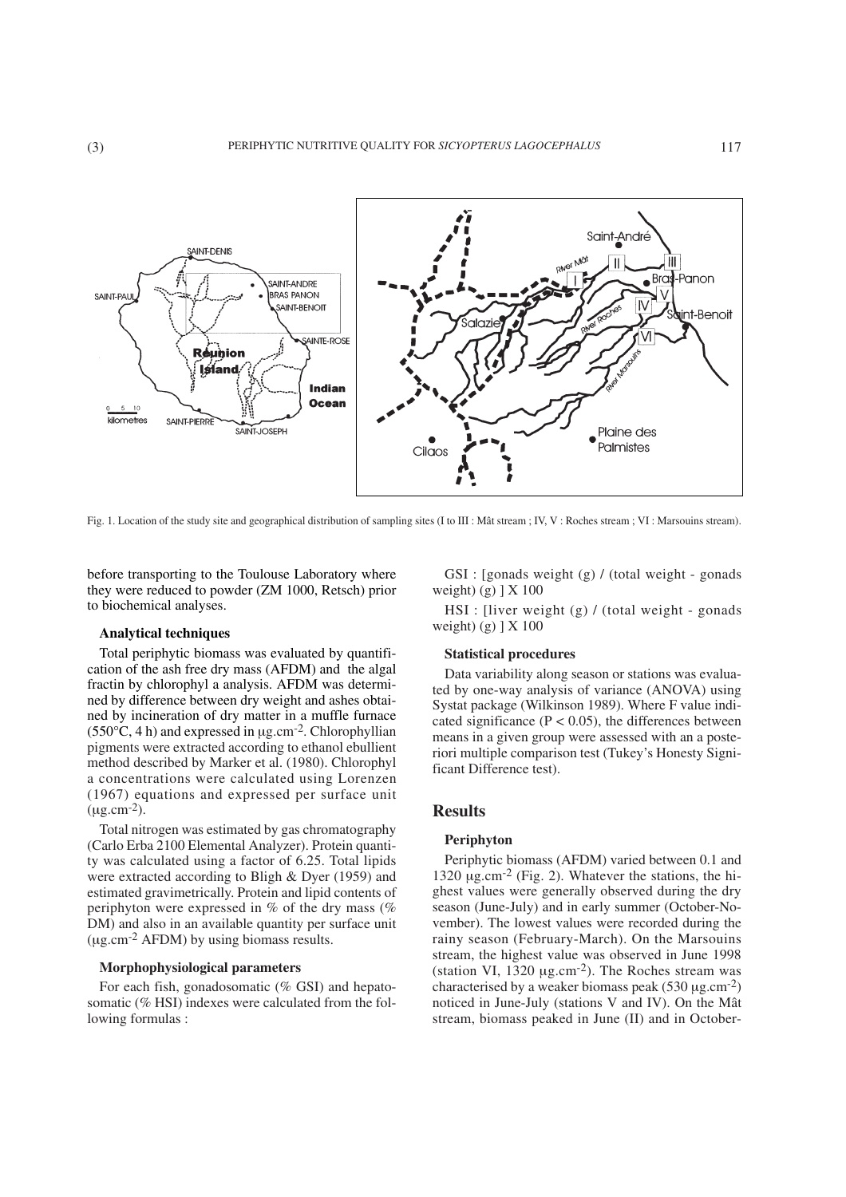Fig. 1. Location of the study site and geographical distribution of sampling sites (I to III : Mât stream ; IV, V : Roches stream ; VI : Marsouins stream).

before transporting to the Toulouse Laboratory where they were reduced to powder (ZM 1000, Retsch) prior to biochemical analyses.

### Analytical techniques

Total periphytic biomass was evaluated by quantification of the ash free dry mass (AFDM) and the algal fractin by chlorophyl a analysis. AFDM was determined by difference between dry weight and ashes obtained by incineration of dry matter in a muffle furnace (550°C, 4 h) and expressed in $\mu g.cm^{-2}$. Chlorophyllian pigments were extracted according to ethanol ebullient method described by Marker et al. (1980). Chlorophyl a concentrations were calculated using Lorenzen (1967) equations and expressed per surface unit ($\mu g.cm^{-2}$).

Total nitrogen was estimated by gas chromatography (Carlo Erba 2100 Elemental Analyzer). Protein quantity was calculated using a factor of 6.25. Total lipids were extracted according to Bligh & Dyer (1959) and estimated gravimetrically. Protein and lipid contents of periphyton were expressed in % of the dry mass (% DM) and also in an available quantity per surface unit ($\mu g.cm^{-2}$ AFDM) by using biomass results.

### Morphophysiological parameters

For each fish, gonadosomatic (% GSI) and hepatosomatic (% HSI) indexes were calculated from the following formulas :

GSI : [gonads weight (g) / (total weight - gonads weight) (g) ] X 100

HSI : [liver weight (g) / (total weight - gonads weight) (g) ] X 100

### Statistical procedures

Data variability along season or stations was evaluated by one-way analysis of variance (ANOVA) using Systat package (Wilkinson 1989). Where F value indicated significance ($P < 0.05$), the differences between means in a given group were assessed with an a posteriori multiple comparison test (Tukey's Honesty Significant Difference test).

## Results

### Periphyton

Periphytic biomass (AFDM) varied between 0.1 and 1320 $\mu g.cm^{-2}$ (Fig. 2). Whatever the stations, the highest values were generally observed during the dry season (June-July) and in early summer (October-November). The lowest values were recorded during the rainy season (February-March). On the Marsouins stream, the highest value was observed in June 1998 (station VI, 1320 $\mu g.cm^{-2}$). The Roches stream was characterised by a weaker biomass peak (530 $\mu g.cm^{-2}$) noticed in June-July (stations V and IV). On the Mât stream, biomass peaked in June (II) and in October-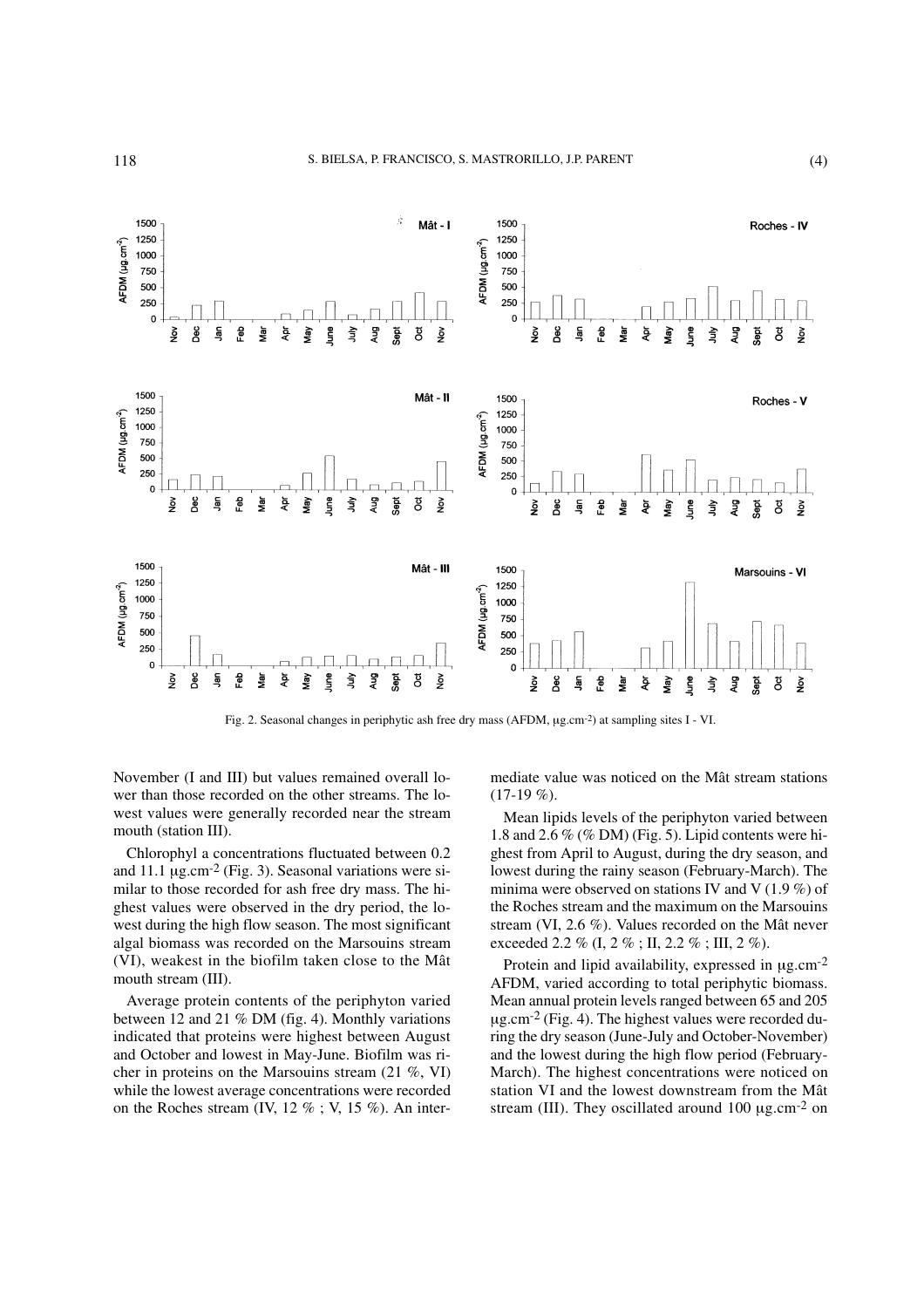Fig. 2. Seasonal changes in periphytic ash free dry mass (AFDM, µg.cm-2) at sampling sites I - VI.

November (I and III) but values remained overall lower than those recorded on the other streams. The lowest values were generally recorded near the stream mouth (station III).

Chlorophyl a concentrations fluctuated between 0.2 and 11.1 µg.cm-2 (Fig. 3). Seasonal variations were similar to those recorded for ash free dry mass. The highest values were observed in the dry period, the lowest during the high flow season. The most significant algal biomass was recorded on the Marsouins stream (VI), weakest in the biofilm taken close to the Mât mouth stream (III).

Average protein contents of the periphyton varied between 12 and 21 % DM (fig. 4). Monthly variations indicated that proteins were highest between August and October and lowest in May-June. Biofilm was richer in proteins on the Marsouins stream (21 %, VI) while the lowest average concentrations were recorded on the Roches stream (IV, 12 % ; V, 15 %). An intermediate value was noticed on the Mât stream stations (17-19 %).

Mean lipids levels of the periphyton varied between 1.8 and 2.6 % (% DM) (Fig. 5). Lipid contents were highest from April to August, during the dry season, and lowest during the rainy season (February-March). The minima were observed on stations IV and V (1.9 %) of the Roches stream and the maximum on the Marsouins stream (VI, 2.6 %). Values recorded on the Mât never exceeded 2.2 % (I, 2 % ; II, 2.2 % ; III, 2 %).

Protein and lipid availability, expressed in µg.cm-2 AFDM, varied according to total periphytic biomass. Mean annual protein levels ranged between 65 and 205 µg.cm-2 (Fig. 4). The highest values were recorded during the dry season (June-July and October-November) and the lowest during the high flow period (February-March). The highest concentrations were noticed on station VI and the lowest downstream from the Mât stream (III). They oscillated around 100 µg.cm-2 on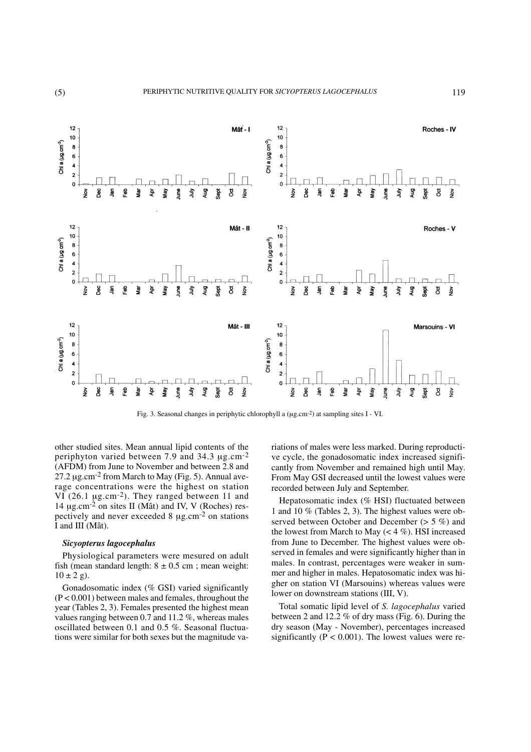Fig. 3. Seasonal changes in periphytic chlorophyll a (µg.cm$^{-2}$) at sampling sites I - VI.

other studied sites. Mean annual lipid contents of the periphyton varied between 7.9 and 34.3 µg.cm$^{-2}$ (AFDM) from June to November and between 2.8 and 27.2 µg.cm$^{-2}$ from March to May (Fig. 5). Annual average concentrations were the highest on station VI (26.1 µg.cm$^{-2}$). They ranged between 11 and 14 µg.cm$^{-2}$ on sites II (Mât) and IV, V (Roches) respectively and never exceeded 8 µg.cm$^{-2}$ on stations I and III (Mât).

### *Sicyopterus lagocephalus*

Physiological parameters were mesured on adult fish (mean standard length: 8 ± 0.5 cm ; mean weight: 10 ± 2 g).

Gonadosomatic index (% GSI) varied significantly ($P < 0.001$) between males and females, throughout the year (Tables 2, 3). Females presented the highest mean values ranging between 0.7 and 11.2 %, whereas males oscillated between 0.1 and 0.5 %. Seasonal fluctuations were similar for both sexes but the magnitude variations of males were less marked. During reproductive cycle, the gonadosomatic index increased significantly from November and remained high until May. From May GSI decreased until the lowest values were recorded between July and September.

Hepatosomatic index (% HSI) fluctuated between 1 and 10 % (Tables 2, 3). The highest values were observed between October and December (> 5 %) and the lowest from March to May (< 4 %). HSI increased from June to December. The highest values were observed in females and were significantly higher than in males. In contrast, percentages were weaker in summer and higher in males. Hepatosomatic index was higher on station VI (Marsouins) whereas values were lower on downstream stations (III, V).

Total somatic lipid level of *S. lagocephalus* varied between 2 and 12.2 % of dry mass (Fig. 6). During the dry season (May - November), percentages increased significantly ($P < 0.001$). The lowest values were re-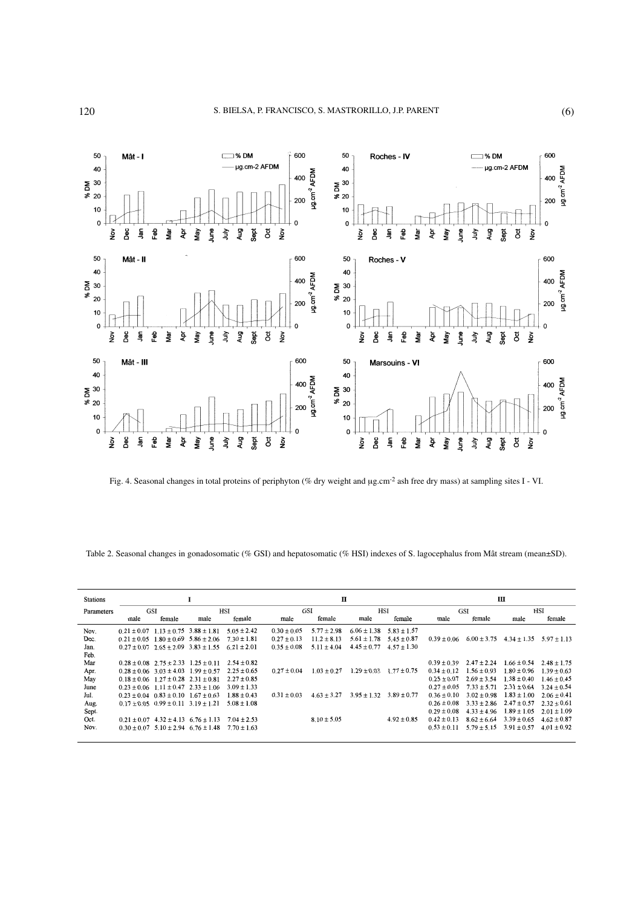Fig. 4. Seasonal changes in total proteins of periphyton (% dry weight and µg.cm$^{-2}$ ash free dry mass) at sampling sites I - VI.

Table 2. Seasonal changes in gonadosomatic (% GSI) and hepatosomatic (% HSI) indexes of S. lagocephalus from Mât stream (mean±SD).

| Stations | I | | | | II | | | | III | | | |
|---|---|---|---|---|---|---|---|---|---|---|---|---|
| Parameters | GSI | | HSI | | GSI | | HSI | | GSI | | HSI | |
| | male | female | male | female | male | female | male | female | male | female | male | female |
| Nov. | 0.21 ± 0.07 | 1.13 ± 0.75 | 3.88 ± 1.81 | 5.05 ± 2.42 | 0.30 ± 0.05 | 5.77 ± 2.98 | 6.06 ± 1.38 | 5.83 ± 1.57 | | | | |
| Dec. | 0.21 ± 0.05 | 1.80 ± 0.69 | 5.86 ± 2.06 | 7.30 ± 1.81 | 0.27 ± 0.13 | 11.2 ± 8.13 | 5.61 ± 1.78 | 5.45 ± 0.87 | 0.39 ± 0.06 | 6.00 ± 3.75 | 4.34 ± 1.35 | 5.97 ± 1.13 |
| Jan. | 0.27 ± 0.07 | 2.65 ± 2.09 | 3.83 ± 1.55 | 6.21 ± 2.01 | 0.35 ± 0.08 | 5.11 ± 4.04 | 4.45 ± 0.77 | 4.57 ± 1.30 | | | | |
| Feb. | | | | | | | | | | | | |
| Mar | 0.28 ± 0.08 | 2.75 ± 2.33 | 1.25 ± 0.11 | 2.54 ± 0.82 | | | | | 0.39 ± 0.39 | 2.47 ± 2.24 | 1.66 ± 0.54 | 2.48 ± 1.75 |
| Apr. | 0.28 ± 0.06 | 3.03 ± 4.03 | 1.99 ± 0.57 | 2.25 ± 0.65 | 0.27 ± 0.04 | 1.03 ± 0.27 | 1.29 ± 0.03 | 1.77 ± 0.75 | 0.34 ± 0.12 | 1.56 ± 0.93 | 1.80 ± 0.96 | 1.39 ± 0.63 |
| May | 0.18 ± 0.06 | 1.27 ± 0.28 | 2.31 ± 0.81 | 2.27 ± 0.85 | | | | | 0.25 ± 0.07 | 2.69 ± 3.54 | 1.38 ± 0.40 | 1.46 ± 0.45 |
| June | 0.23 ± 0.06 | 1.11 ± 0.47 | 2.33 ± 1.06 | 3.09 ± 1.33 | | | | | 0.27 ± 0.05 | 7.33 ± 5.71 | 2.31 ± 0.64 | 3.24 ± 0.54 |
| Jul. | 0.23 ± 0.04 | 0.83 ± 0.10 | 1.67 ± 0.63 | 1.88 ± 0.43 | 0.31 ± 0.03 | 4.63 ± 3.27 | 3.95 ± 1.32 | 3.89 ± 0.77 | 0.36 ± 0.10 | 3.02 ± 0.98 | 1.83 ± 1.00 | 2.06 ± 0.41 |
| Aug. | 0.17 ± 0.05 | 0.99 ± 0.11 | 3.19 ± 1.21 | 5.08 ± 1.08 | | | | | 0.26 ± 0.08 | 3.33 ± 2.86 | 2.47 ± 0.57 | 2.32 ± 0.61 |
| Sept. | | | | | | | | | 0.29 ± 0.08 | 4.33 ± 4.96 | 1.89 ± 1.05 | 2.01 ± 1.09 |
| Oct. | 0.21 ± 0.07 | 4.32 ± 4.13 | 6.76 ± 1.13 | 7.04 ± 2.53 | | 8.10 ± 5.05 | | 4.92 ± 0.85 | 0.42 ± 0.13 | 8.62 ± 6.64 | 3.39 ± 0.65 | 4.62 ± 0.87 |
| Nov. | 0.30 ± 0.07 | 5.10 ± 2.94 | 6.76 ± 1.48 | 7.70 ± 1.63 | | | | | 0.53 ± 0.11 | 5.79 ± 5.15 | 3.91 ± 0.57 | 4.01 ± 0.92 |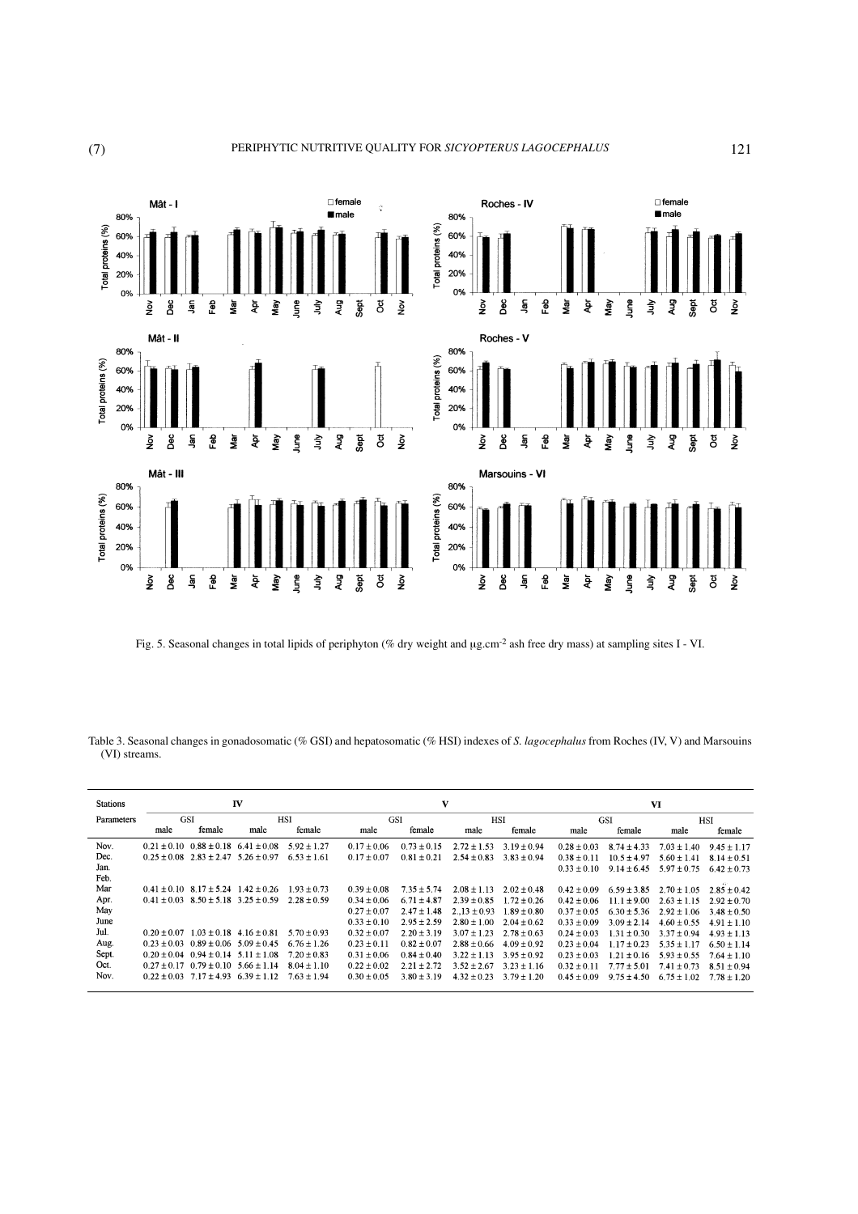Fig. 5. Seasonal changes in total lipids of periphyton (% dry weight and μg.cm-2 ash free dry mass) at sampling sites I - VI.

Table 3. Seasonal changes in gonadosomatic (% GSI) and hepatosomatic (% HSI) indexes of *S. lagocephalus* from Roches (IV, V) and Marsouins (VI) streams.

| Stations | IV | | | | V | | | | VI | | | |
|---|---|---|---|---|---|---|---|---|---|---|---|---|
| Parameters | GSI | | HSI | | GSI | | HSI | | GSI | | HSI | |
| | male | female | male | female | male | female | male | female | male | female | male | female |
| Nov. | 0.21 ± 0.10 | 0.88 ± 0.18 | 6.41 ± 0.08 | 5.92 ± 1.27 | 0.17 ± 0.06 | 0.73 ± 0.15 | 2.72 ± 1.53 | 3.19 ± 0.94 | 0.28 ± 0.03 | 8.74 ± 4.33 | 7.03 ± 1.40 | 9.45 ± 1.17 |
| Dec. | 0.25 ± 0.08 | 2.83 ± 2.47 | 5.26 ± 0.97 | 6.53 ± 1.61 | 0.17 ± 0.07 | 0.81 ± 0.21 | 2.54 ± 0.83 | 3.83 ± 0.94 | 0.38 ± 0.11 | 10.5 ± 4.97 | 5.60 ± 1.41 | 8.14 ± 0.51 |
| Jan. | | | | | | | | | 0.33 ± 0.10 | 9.14 ± 6.45 | 5.97 ± 0.75 | 6.42 ± 0.73 |
| Feb. | | | | | | | | | | | | |
| Mar | 0.41 ± 0.10 | 8.17 ± 5.24 | 1.42 ± 0.26 | 1.93 ± 0.73 | 0.39 ± 0.08 | 7.35 ± 5.74 | 2.08 ± 1.13 | 2.02 ± 0.48 | 0.42 ± 0.09 | 6.59 ± 3.85 | 2.70 ± 1.05 | 2.85 ± 0.42 |
| Apr. | 0.41 ± 0.03 | 8.50 ± 5.18 | 3.25 ± 0.59 | 2.28 ± 0.59 | 0.34 ± 0.06 | 6.71 ± 4.87 | 2.39 ± 0.85 | 1.72 ± 0.26 | 0.42 ± 0.06 | 11.1 ± 9.00 | 2.63 ± 1.15 | 2.92 ± 0.70 |
| May | | | | | 0.27 ± 0.07 | 2.47 ± 1.48 | 2.,13 ± 0.93 | 1.89 ± 0.80 | 0.37 ± 0.05 | 6.30 ± 5.36 | 2.92 ± 1.06 | 3.48 ± 0.50 |
| June | | | | | 0.33 ± 0.10 | 2.95 ± 2.59 | 2.80 ± 1.00 | 2.04 ± 0.62 | 0.33 ± 0.09 | 3.09 ± 2.14 | 4.60 ± 0.55 | 4.91 ± 1.10 |
| Jul. | 0.20 ± 0.07 | 1.03 ± 0.18 | 4.16 ± 0.81 | 5.70 ± 0.93 | 0.32 ± 0.07 | 2.20 ± 3.19 | 3.07 ± 1.23 | 2.78 ± 0.63 | 0.24 ± 0.03 | 1.31 ± 0.30 | 3.37 ± 0.94 | 4.93 ± 1.13 |
| Aug. | 0.23 ± 0.03 | 0.89 ± 0.06 | 5.09 ± 0.45 | 6.76 ± 1.26 | 0.23 ± 0.11 | 0.82 ± 0.07 | 2.88 ± 0.66 | 4.09 ± 0.92 | 0.23 ± 0.04 | 1.17 ± 0.23 | 5.35 ± 1.17 | 6.50 ± 1.14 |
| Sept. | 0.20 ± 0.04 | 0.94 ± 0.14 | 5.11 ± 1.08 | 7.20 ± 0.83 | 0.31 ± 0.06 | 0.84 ± 0.40 | 3.22 ± 1.13 | 3.95 ± 0.92 | 0.23 ± 0.03 | 1.21 ± 0.16 | 5.93 ± 0.55 | 7.64 ± 1.10 |
| Oct. | 0.27 ± 0.17 | 0.79 ± 0.10 | 5.66 ± 1.14 | 8.04 ± 1.10 | 0.22 ± 0.02 | 2.21 ± 2.72 | 3.52 ± 2.67 | 3.23 ± 1.16 | 0.32 ± 0.11 | 7.77 ± 5.01 | 7.41 ± 0.73 | 8.51 ± 0.94 |
| Nov. | 0.22 ± 0.03 | 7.17 ± 4.93 | 6.39 ± 1.12 | 7.63 ± 1.94 | 0.30 ± 0.05 | 3.80 ± 3.19 | 4.32 ± 0.23 | 3.79 ± 1.20 | 0.45 ± 0.09 | 9.75 ± 4.50 | 6.75 ± 1.02 | 7.78 ± 1.20 |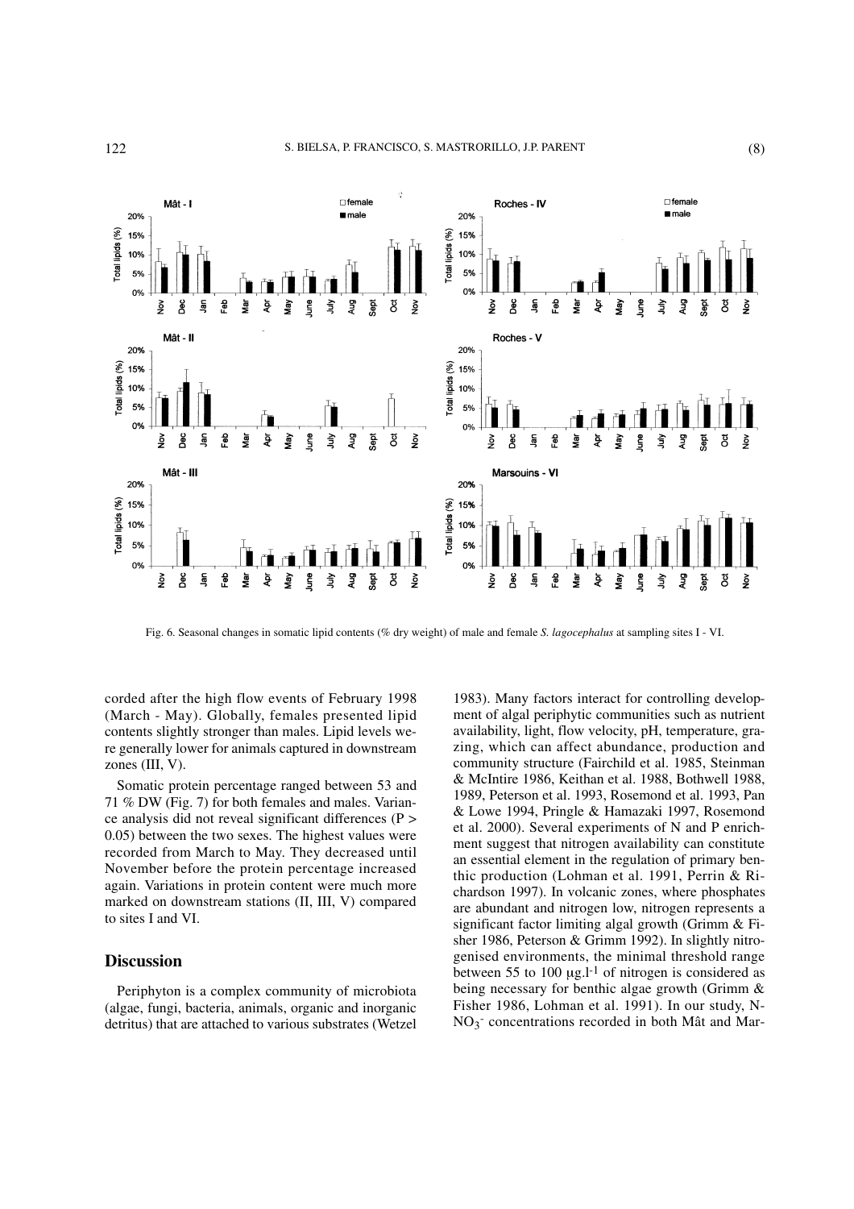Fig. 6. Seasonal changes in somatic lipid contents (% dry weight) of male and female *S. lagocephalus* at sampling sites I - VI.

corded after the high flow events of February 1998 (March - May). Globally, females presented lipid contents slightly stronger than males. Lipid levels were generally lower for animals captured in downstream zones (III, V).

Somatic protein percentage ranged between 53 and 71 % DW (Fig. 7) for both females and males. Variance analysis did not reveal significant differences ($P > 0.05$) between the two sexes. The highest values were recorded from March to May. They decreased until November before the protein percentage increased again. Variations in protein content were much more marked on downstream stations (II, III, V) compared to sites I and VI.

## Discussion

Periphyton is a complex community of microbiota (algae, fungi, bacteria, animals, organic and inorganic detritus) that are attached to various substrates (Wetzel 1983). Many factors interact for controlling development of algal periphytic communities such as nutrient availability, light, flow velocity, pH, temperature, grazing, which can affect abundance, production and community structure (Fairchild et al. 1985, Steinman & McIntire 1986, Keithan et al. 1988, Bothwell 1988, 1989, Peterson et al. 1993, Rosemond et al. 1993, Pan & Lowe 1994, Pringle & Hamazaki 1997, Rosemond et al. 2000). Several experiments of N and P enrichment suggest that nitrogen availability can constitute an essential element in the regulation of primary benthic production (Lohman et al. 1991, Perrin & Richardson 1997). In volcanic zones, where phosphates are abundant and nitrogen low, nitrogen represents a significant factor limiting algal growth (Grimm & Fisher 1986, Peterson & Grimm 1992). In slightly nitrogenised environments, the minimal threshold range between 55 to 100 $\mu g.l^{-1}$ of nitrogen is considered as being necessary for benthic algae growth (Grimm & Fisher 1986, Lohman et al. 1991). In our study, N-$NO_3^-$ concentrations recorded in both Mât and Mar-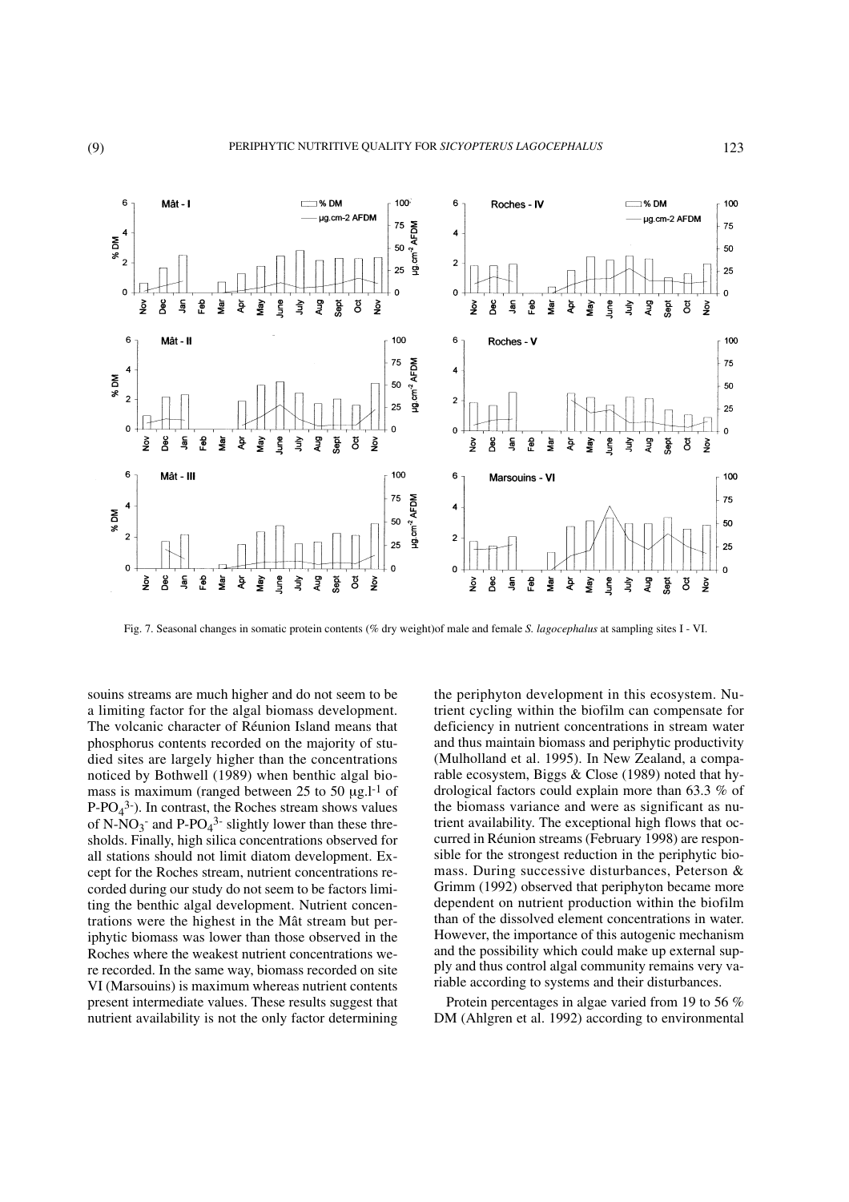Fig. 7. Seasonal changes in somatic protein contents (% dry weight)of male and female *S. lagocephalus* at sampling sites I - VI.

souins streams are much higher and do not seem to be a limiting factor for the algal biomass development. The volcanic character of Réunion Island means that phosphorus contents recorded on the majority of studied sites are largely higher than the concentrations noticed by Bothwell (1989) when benthic algal biomass is maximum (ranged between 25 to 50 $\mu g.l^{-1}$ of $P\text{-}PO_4^{3-}$). In contrast, the Roches stream shows values of $N\text{-}NO_3^-$ and $P\text{-}PO_4^{3-}$ slightly lower than these thresholds. Finally, high silica concentrations observed for all stations should not limit diatom development. Except for the Roches stream, nutrient concentrations recorded during our study do not seem to be factors limiting the benthic algal development. Nutrient concentrations were the highest in the Mât stream but periphytic biomass was lower than those observed in the Roches where the weakest nutrient concentrations were recorded. In the same way, biomass recorded on site VI (Marsouins) is maximum whereas nutrient contents present intermediate values. These results suggest that nutrient availability is not the only factor determining the periphyton development in this ecosystem. Nutrient cycling within the biofilm can compensate for deficiency in nutrient concentrations in stream water and thus maintain biomass and periphytic productivity (Mulholland et al. 1995). In New Zealand, a comparable ecosystem, Biggs & Close (1989) noted that hydrological factors could explain more than 63.3 % of the biomass variance and were as significant as nutrient availability. The exceptional high flows that occurred in Réunion streams (February 1998) are responsible for the strongest reduction in the periphytic biomass. During successive disturbances, Peterson & Grimm (1992) observed that periphyton became more dependent on nutrient production within the biofilm than of the dissolved element concentrations in water. However, the importance of this autogenic mechanism and the possibility which could make up external supply and thus control algal community remains very variable according to systems and their disturbances.

Protein percentages in algae varied from 19 to 56 % DM (Ahlgren et al. 1992) according to environmental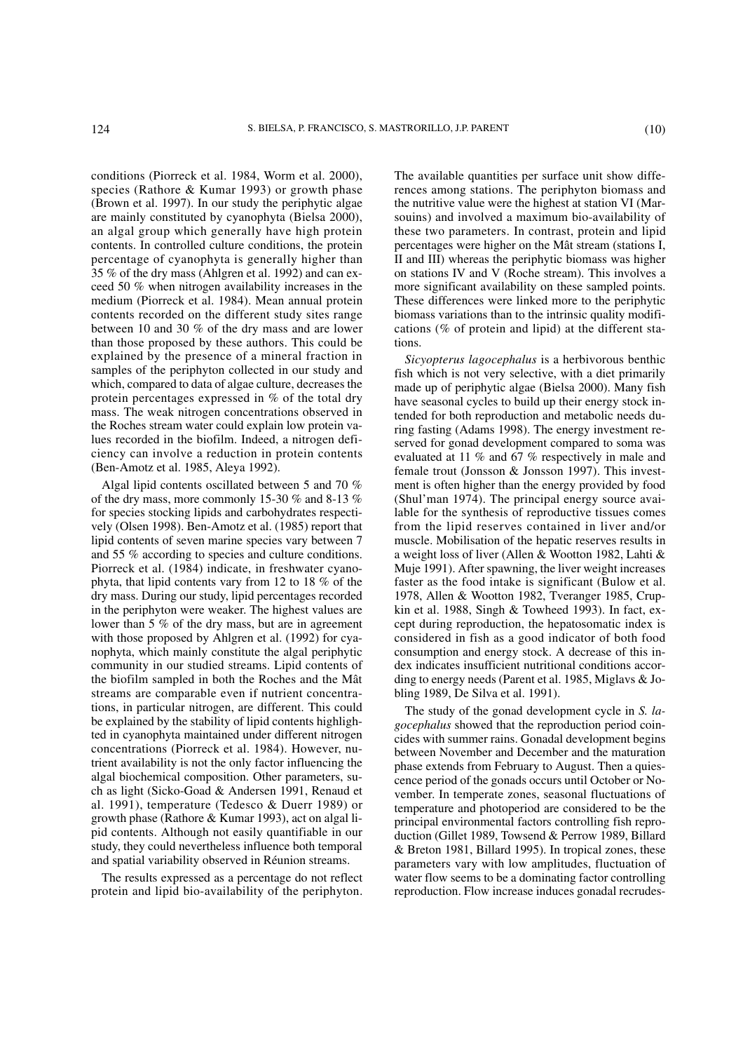conditions (Piorreck et al. 1984, Worm et al. 2000), species (Rathore & Kumar 1993) or growth phase (Brown et al. 1997). In our study the periphytic algae are mainly constituted by cyanophyta (Bielsa 2000), an algal group which generally have high protein contents. In controlled culture conditions, the protein percentage of cyanophyta is generally higher than 35 % of the dry mass (Ahlgren et al. 1992) and can exceed 50 % when nitrogen availability increases in the medium (Piorreck et al. 1984). Mean annual protein contents recorded on the different study sites range between 10 and 30 % of the dry mass and are lower than those proposed by these authors. This could be explained by the presence of a mineral fraction in samples of the periphyton collected in our study and which, compared to data of algae culture, decreases the protein percentages expressed in % of the total dry mass. The weak nitrogen concentrations observed in the Roches stream water could explain low protein values recorded in the biofilm. Indeed, a nitrogen deficiency can involve a reduction in protein contents (Ben-Amotz et al. 1985, Aleya 1992).

Algal lipid contents oscillated between 5 and 70 % of the dry mass, more commonly 15-30 % and 8-13 % for species stocking lipids and carbohydrates respectively (Olsen 1998). Ben-Amotz et al. (1985) report that lipid contents of seven marine species vary between 7 and 55 % according to species and culture conditions. Piorreck et al. (1984) indicate, in freshwater cyanophyta, that lipid contents vary from 12 to 18 % of the dry mass. During our study, lipid percentages recorded in the periphyton were weaker. The highest values are lower than 5 % of the dry mass, but are in agreement with those proposed by Ahlgren et al. (1992) for cyanophyta, which mainly constitute the algal periphytic community in our studied streams. Lipid contents of the biofilm sampled in both the Roches and the Mât streams are comparable even if nutrient concentrations, in particular nitrogen, are different. This could be explained by the stability of lipid contents highlighted in cyanophyta maintained under different nitrogen concentrations (Piorreck et al. 1984). However, nutrient availability is not the only factor influencing the algal biochemical composition. Other parameters, such as light (Sicko-Goad & Andersen 1991, Renaud et al. 1991), temperature (Tedesco & Duerr 1989) or growth phase (Rathore & Kumar 1993), act on algal lipid contents. Although not easily quantifiable in our study, they could nevertheless influence both temporal and spatial variability observed in Réunion streams.

The results expressed as a percentage do not reflect protein and lipid bio-availability of the periphyton. The available quantities per surface unit show differences among stations. The periphyton biomass and the nutritive value were the highest at station VI (Marsouins) and involved a maximum bio-availability of these two parameters. In contrast, protein and lipid percentages were higher on the Mât stream (stations I, II and III) whereas the periphytic biomass was higher on stations IV and V (Roche stream). This involves a more significant availability on these sampled points. These differences were linked more to the periphytic biomass variations than to the intrinsic quality modifications (% of protein and lipid) at the different stations.

*Sicyopterus lagocephalus* is a herbivorous benthic fish which is not very selective, with a diet primarily made up of periphytic algae (Bielsa 2000). Many fish have seasonal cycles to build up their energy stock intended for both reproduction and metabolic needs during fasting (Adams 1998). The energy investment reserved for gonad development compared to soma was evaluated at 11 % and 67 % respectively in male and female trout (Jonsson & Jonsson 1997). This investment is often higher than the energy provided by food (Shul'man 1974). The principal energy source available for the synthesis of reproductive tissues comes from the lipid reserves contained in liver and/or muscle. Mobilisation of the hepatic reserves results in a weight loss of liver (Allen & Wootton 1982, Lahti & Muje 1991). After spawning, the liver weight increases faster as the food intake is significant (Bulow et al. 1978, Allen & Wootton 1982, Tveranger 1985, Crupkin et al. 1988, Singh & Towheed 1993). In fact, except during reproduction, the hepatosomatic index is considered in fish as a good indicator of both food consumption and energy stock. A decrease of this index indicates insufficient nutritional conditions according to energy needs (Parent et al. 1985, Miglavs & Jobling 1989, De Silva et al. 1991).

The study of the gonad development cycle in *S. lagocephalus* showed that the reproduction period coincides with summer rains. Gonadal development begins between November and December and the maturation phase extends from February to August. Then a quiescence period of the gonads occurs until October or November. In temperate zones, seasonal fluctuations of temperature and photoperiod are considered to be the principal environmental factors controlling fish reproduction (Gillet 1989, Towsend & Perrow 1989, Billard & Breton 1981, Billard 1995). In tropical zones, these parameters vary with low amplitudes, fluctuation of water flow seems to be a dominating factor controlling reproduction. Flow increase induces gonadal recrudes-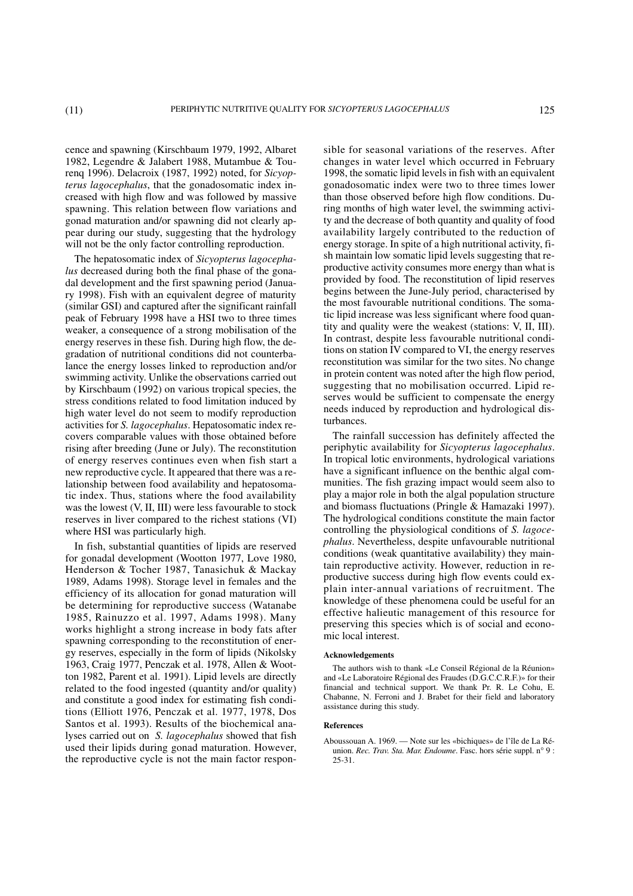cence and spawning (Kirschbaum 1979, 1992, Albaret 1982, Legendre & Jalabert 1988, Mutambue & Tourenq 1996). Delacroix (1987, 1992) noted, for *Sicyopterus lagocephalus*, that the gonadosomatic index increased with high flow and was followed by massive spawning. This relation between flow variations and gonad maturation and/or spawning did not clearly appear during our study, suggesting that the hydrology will not be the only factor controlling reproduction.

The hepatosomatic index of *Sicyopterus lagocephalus* decreased during both the final phase of the gonadal development and the first spawning period (January 1998). Fish with an equivalent degree of maturity (similar GSI) and captured after the significant rainfall peak of February 1998 have a HSI two to three times weaker, a consequence of a strong mobilisation of the energy reserves in these fish. During high flow, the degradation of nutritional conditions did not counterbalance the energy losses linked to reproduction and/or swimming activity. Unlike the observations carried out by Kirschbaum (1992) on various tropical species, the stress conditions related to food limitation induced by high water level do not seem to modify reproduction activities for *S. lagocephalus*. Hepatosomatic index recovers comparable values with those obtained before rising after breeding (June or July). The reconstitution of energy reserves continues even when fish start a new reproductive cycle. It appeared that there was a relationship between food availability and hepatosomatic index. Thus, stations where the food availability was the lowest (V, II, III) were less favourable to stock reserves in liver compared to the richest stations (VI) where HSI was particularly high.

In fish, substantial quantities of lipids are reserved for gonadal development (Wootton 1977, Love 1980, Henderson & Tocher 1987, Tanasichuk & Mackay 1989, Adams 1998). Storage level in females and the efficiency of its allocation for gonad maturation will be determining for reproductive success (Watanabe 1985, Rainuzzo et al. 1997, Adams 1998). Many works highlight a strong increase in body fats after spawning corresponding to the reconstitution of energy reserves, especially in the form of lipids (Nikolsky 1963, Craig 1977, Penczak et al. 1978, Allen & Wootton 1982, Parent et al. 1991). Lipid levels are directly related to the food ingested (quantity and/or quality) and constitute a good index for estimating fish conditions (Elliott 1976, Penczak et al. 1977, 1978, Dos Santos et al. 1993). Results of the biochemical analyses carried out on *S. lagocephalus* showed that fish used their lipids during gonad maturation. However, the reproductive cycle is not the main factor responsible for seasonal variations of the reserves. After changes in water level which occurred in February 1998, the somatic lipid levels in fish with an equivalent gonadosomatic index were two to three times lower than those observed before high flow conditions. During months of high water level, the swimming activity and the decrease of both quantity and quality of food availability largely contributed to the reduction of energy storage. In spite of a high nutritional activity, fish maintain low somatic lipid levels suggesting that reproductive activity consumes more energy than what is provided by food. The reconstitution of lipid reserves begins between the June-July period, characterised by the most favourable nutritional conditions. The somatic lipid increase was less significant where food quantity and quality were the weakest (stations: V, II, III). In contrast, despite less favourable nutritional conditions on station IV compared to VI, the energy reserves reconstitution was similar for the two sites. No change in protein content was noted after the high flow period, suggesting that no mobilisation occurred. Lipid reserves would be sufficient to compensate the energy needs induced by reproduction and hydrological disturbances.

The rainfall succession has definitely affected the periphytic availability for *Sicyopterus lagocephalus*. In tropical lotic environments, hydrological variations have a significant influence on the benthic algal communities. The fish grazing impact would seem also to play a major role in both the algal population structure and biomass fluctuations (Pringle & Hamazaki 1997). The hydrological conditions constitute the main factor controlling the physiological conditions of *S. lagocephalus*. Nevertheless, despite unfavourable nutritional conditions (weak quantitative availability) they maintain reproductive activity. However, reduction in reproductive success during high flow events could explain inter-annual variations of recruitment. The knowledge of these phenomena could be useful for an effective halieutic management of this resource for preserving this species which is of social and economic local interest.

#### Acknowledgements

The authors wish to thank «Le Conseil Régional de la Réunion» and «Le Laboratoire Régional des Fraudes (D.G.C.C.R.F.)» for their financial and technical support. We thank Pr. R. Le Cohu, E. Chabanne, N. Ferroni and J. Brabet for their field and laboratory assistance during this study.

#### References

Aboussouan A. 1969. — Note sur les «bichiques» de l'île de La Réunion. *Rec. Trav. Sta. Mar. Endoume*. Fasc. hors série suppl. n° 9 : 25-31.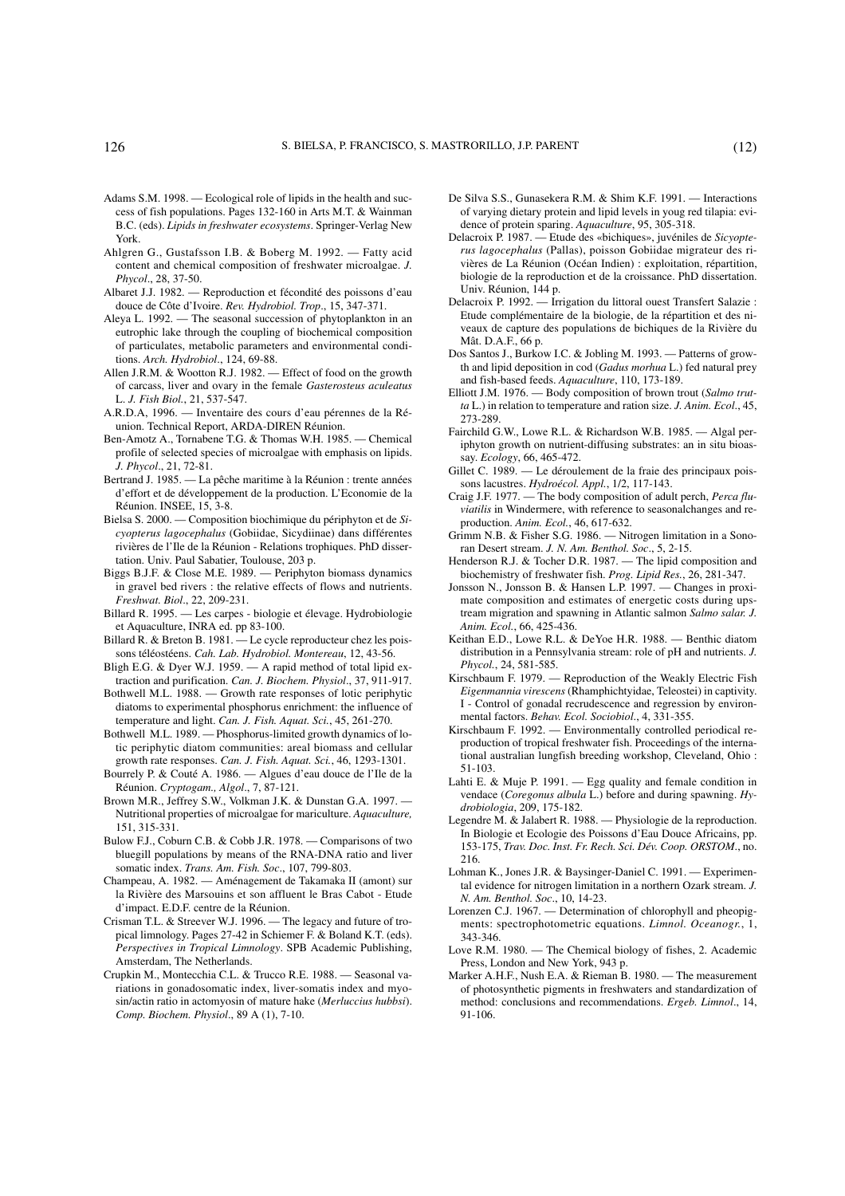Adams S.M. 1998. — Ecological role of lipids in the health and success of fish populations. Pages 132-160 in Arts M.T. & Wainman B.C. (eds). *Lipids in freshwater ecosystems*. Springer-Verlag New York.

Ahlgren G., Gustafsson I.B. & Boberg M. 1992. — Fatty acid content and chemical composition of freshwater microalgae. *J. Phycol*., 28, 37-50.

Albaret J.J. 1982. — Reproduction et fécondité des poissons d'eau douce de Côte d'Ivoire. *Rev. Hydrobiol. Trop*., 15, 347-371.

Aleya L. 1992. — The seasonal succession of phytoplankton in an eutrophic lake through the coupling of biochemical composition of particulates, metabolic parameters and environmental conditions. *Arch. Hydrobiol*., 124, 69-88.

Allen J.R.M. & Wootton R.J. 1982. — Effect of food on the growth of carcass, liver and ovary in the female *Gasterosteus aculeatus* L. *J. Fish Biol.*, 21, 537-547.

A.R.D.A, 1996. — Inventaire des cours d'eau pérennes de la Réunion. Technical Report, ARDA-DIREN Réunion.

Ben-Amotz A., Tornabene T.G. & Thomas W.H. 1985. — Chemical profile of selected species of microalgae with emphasis on lipids. *J. Phycol*., 21, 72-81.

Bertrand J. 1985. — La pêche maritime à la Réunion : trente années d'effort et de développement de la production. L'Economie de la Réunion. INSEE, 15, 3-8.

Bielsa S. 2000. — Composition biochimique du périphyton et de *Sicyopterus lagocephalus* (Gobiidae, Sicydiinae) dans différentes rivières de l'Ile de la Réunion - Relations trophiques. PhD dissertation. Univ. Paul Sabatier, Toulouse, 203 p.

Biggs B.J.F. & Close M.E. 1989. — Periphyton biomass dynamics in gravel bed rivers : the relative effects of flows and nutrients. *Freshwat. Biol*., 22, 209-231.

Billard R. 1995. — Les carpes - biologie et élevage. Hydrobiologie et Aquaculture, INRA ed. pp 83-100.

Billard R. & Breton B. 1981. — Le cycle reproducteur chez les poissons téléostéens. *Cah. Lab. Hydrobiol. Montereau*, 12, 43-56.

Bligh E.G. & Dyer W.J. 1959. — A rapid method of total lipid extraction and purification. *Can. J. Biochem. Physiol*., 37, 911-917.

Bothwell M.L. 1988. — Growth rate responses of lotic periphytic diatoms to experimental phosphorus enrichment: the influence of temperature and light. *Can. J. Fish. Aquat. Sci.*, 45, 261-270.

Bothwell M.L. 1989. — Phosphorus-limited growth dynamics of lotic periphytic diatom communities: areal biomass and cellular growth rate responses. *Can. J. Fish. Aquat. Sci.*, 46, 1293-1301.

Bourrely P. & Couté A. 1986. — Algues d'eau douce de l'Ile de la Réunion. *Cryptogam., Algol*., 7, 87-121.

Brown M.R., Jeffrey S.W., Volkman J.K. & Dunstan G.A. 1997. — Nutritional properties of microalgae for mariculture. *Aquaculture,* 151, 315-331.

Bulow F.J., Coburn C.B. & Cobb J.R. 1978. — Comparisons of two bluegill populations by means of the RNA-DNA ratio and liver somatic index. *Trans. Am. Fish. Soc*., 107, 799-803.

Champeau, A. 1982. — Aménagement de Takamaka II (amont) sur la Rivière des Marsouins et son affluent le Bras Cabot - Etude d'impact. E.D.F. centre de la Réunion.

Crisman T.L. & Streever W.J. 1996. — The legacy and future of tropical limnology. Pages 27-42 in Schiemer F. & Boland K.T. (eds). *Perspectives in Tropical Limnology*. SPB Academic Publishing, Amsterdam, The Netherlands.

Crupkin M., Montecchia C.L. & Trucco R.E. 1988. — Seasonal variations in gonadosomatic index, liver-somatic index and myosin/actin ratio in actomyosin of mature hake (*Merluccius hubbsi*). *Comp. Biochem. Physiol*., 89 A (1), 7-10.

De Silva S.S., Gunasekera R.M. & Shim K.F. 1991. — Interactions of varying dietary protein and lipid levels in youg red tilapia: evidence of protein sparing. *Aquaculture*, 95, 305-318.

Delacroix P. 1987. — Etude des «bichiques», juvéniles de *Sicyopterus lagocephalus* (Pallas), poisson Gobiidae migrateur des rivières de La Réunion (Océan Indien) : exploitation, répartition, biologie de la reproduction et de la croissance. PhD dissertation. Univ. Réunion, 144 p.

Delacroix P. 1992. — Irrigation du littoral ouest Transfert Salazie : Etude complémentaire de la biologie, de la répartition et des niveaux de capture des populations de bichiques de la Rivière du Mât. D.A.F., 66 p.

Dos Santos J., Burkow I.C. & Jobling M. 1993. — Patterns of growth and lipid deposition in cod (*Gadus morhua* L.) fed natural prey and fish-based feeds. *Aquaculture*, 110, 173-189.

Elliott J.M. 1976. — Body composition of brown trout (*Salmo trutta* L.) in relation to temperature and ration size. *J. Anim. Ecol*., 45, 273-289.

Fairchild G.W., Lowe R.L. & Richardson W.B. 1985. — Algal periphyton growth on nutrient-diffusing substrates: an in situ bioassay. *Ecology*, 66, 465-472.

Gillet C. 1989. — Le déroulement de la fraie des principaux poissons lacustres. *Hydroécol. Appl.*, 1/2, 117-143.

Craig J.F. 1977. — The body composition of adult perch, *Perca fluviatilis* in Windermere, with reference to seasonalchanges and reproduction. *Anim. Ecol.*, 46, 617-632.

Grimm N.B. & Fisher S.G. 1986. — Nitrogen limitation in a Sonoran Desert stream. *J. N. Am. Benthol. Soc*., 5, 2-15.

Henderson R.J. & Tocher D.R. 1987. — The lipid composition and biochemistry of freshwater fish. *Prog. Lipid Res.*, 26, 281-347.

Jonsson N., Jonsson B. & Hansen L.P. 1997. — Changes in proximate composition and estimates of energetic costs during upstream migration and spawning in Atlantic salmon *Salmo salar. J. Anim. Ecol.*, 66, 425-436.

Keithan E.D., Lowe R.L. & DeYoe H.R. 1988. — Benthic diatom distribution in a Pennsylvania stream: role of pH and nutrients. *J. Phycol.*, 24, 581-585.

Kirschbaum F. 1979. — Reproduction of the Weakly Electric Fish *Eigenmannia virescens* (Rhamphichtyidae, Teleostei) in captivity. I - Control of gonadal recrudescence and regression by environmental factors. *Behav. Ecol. Sociobiol*., 4, 331-355.

Kirschbaum F. 1992. — Environmentally controlled periodical reproduction of tropical freshwater fish. Proceedings of the international australian lungfish breeding workshop, Cleveland, Ohio : 51-103.

Lahti E. & Muje P. 1991. — Egg quality and female condition in vendace (*Coregonus albula* L.) before and during spawning. *Hydrobiologia*, 209, 175-182.

Legendre M. & Jalabert R. 1988. — Physiologie de la reproduction. In Biologie et Ecologie des Poissons d'Eau Douce Africains, pp. 153-175, *Trav. Doc. Inst. Fr. Rech. Sci. Dév. Coop. ORSTOM*., no. 216.

Lohman K., Jones J.R. & Baysinger-Daniel C. 1991. — Experimental evidence for nitrogen limitation in a northern Ozark stream. *J. N. Am. Benthol. Soc*., 10, 14-23.

Lorenzen C.J. 1967. — Determination of chlorophyll and pheopigments: spectrophotometric equations. *Limnol. Oceanogr.*, 1, 343-346.

Love R.M. 1980. — The Chemical biology of fishes, 2. Academic Press, London and New York, 943 p.

Marker A.H.F., Nush E.A. & Rieman B. 1980. — The measurement of photosynthetic pigments in freshwaters and standardization of method: conclusions and recommendations. *Ergeb. Limnol*., 14, 91-106.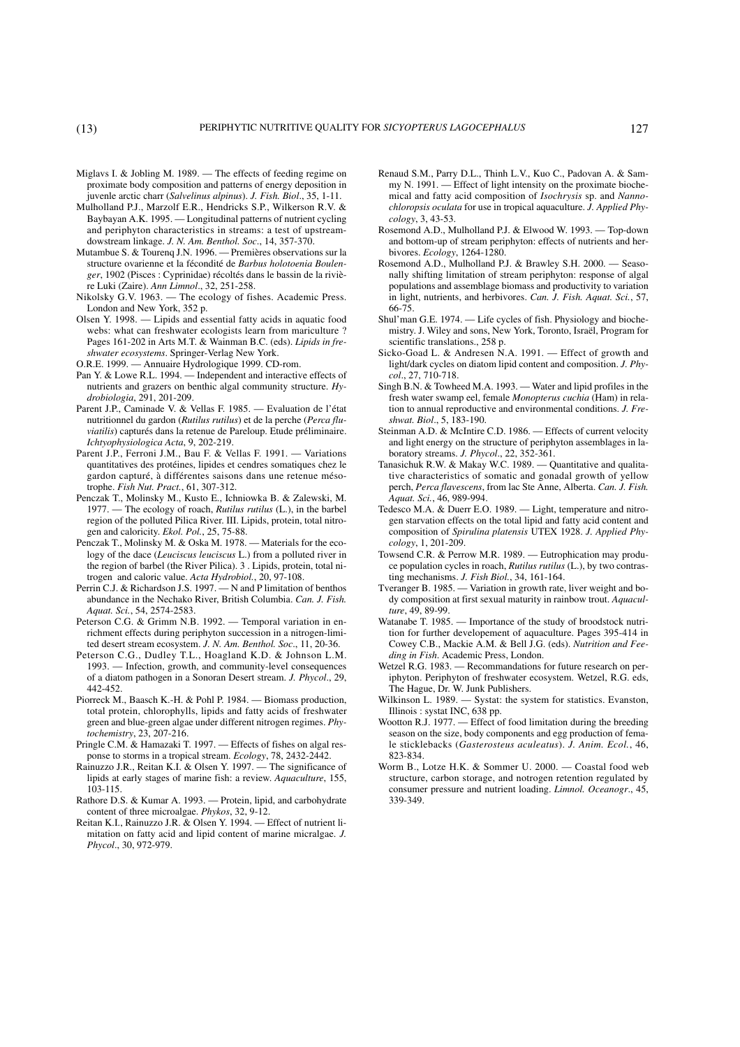Miglavs I. & Jobling M. 1989. — The effects of feeding regime on proximate body composition and patterns of energy deposition in juvenle arctic charr (*Salvelinus alpinus*). *J. Fish. Biol*., 35, 1-11.

Mulholland P.J., Marzolf E.R., Hendricks S.P., Wilkerson R.V. & Baybayan A.K. 1995. — Longitudinal patterns of nutrient cycling and periphyton characteristics in streams: a test of upstream-dowstream linkage. *J. N. Am. Benthol. Soc*., 14, 357-370.

Mutambue S. & Tourenq J.N. 1996. — Premières observations sur la structure ovarienne et la fécondité de *Barbus holotoenia Boulenger*, 1902 (Pisces : Cyprinidae) récoltés dans le bassin de la rivière Luki (Zaire). *Ann Limnol*., 32, 251-258.

Nikolsky G.V. 1963. — The ecology of fishes. Academic Press. London and New York, 352 p.

Olsen Y. 1998. — Lipids and essential fatty acids in aquatic food webs: what can freshwater ecologists learn from mariculture ? Pages 161-202 in Arts M.T. & Wainman B.C. (eds). *Lipids in freshwater ecosystems*. Springer-Verlag New York.

O.R.E. 1999. — Annuaire Hydrologique 1999. CD-rom.

Pan Y. & Lowe R.L. 1994. — Independent and interactive effects of nutrients and grazers on benthic algal community structure. *Hydrobiologia*, 291, 201-209.

Parent J.P., Caminade V. & Vellas F. 1985. — Evaluation de l'état nutritionnel du gardon (*Rutilus rutilus*) et de la perche (*Perca fluviatilis*) capturés dans la retenue de Pareloup. Etude préliminaire. *Ichtyophysiologica Acta*, 9, 202-219.

Parent J.P., Ferroni J.M., Bau F. & Vellas F. 1991. — Variations quantitatives des protéines, lipides et cendres somatiques chez le gardon capturé, à différentes saisons dans une retenue mésotrophe. *Fish Nut. Pract.*, 61, 307-312.

Penczak T., Molinsky M., Kusto E., Ichniowka B. & Zalewski, M. 1977. — The ecology of roach, *Rutilus rutilus* (L.), in the barbel region of the polluted Pilica River. III. Lipids, protein, total nitrogen and caloricity. *Ekol. Pol.*, 25, 75-88.

Penczak T., Molinsky M. & Oska M. 1978. — Materials for the ecology of the dace (*Leuciscus leuciscus* L.) from a polluted river in the region of barbel (the River Pilica). 3 . Lipids, protein, total nitrogen and caloric value. *Acta Hydrobiol.*, 20, 97-108.

Perrin C.J. & Richardson J.S. 1997. — N and P limitation of benthos abundance in the Nechako River, British Columbia. *Can. J. Fish. Aquat. Sci.*, 54, 2574-2583.

Peterson C.G. & Grimm N.B. 1992. — Temporal variation in enrichment effects during periphyton succession in a nitrogen-limited desert stream ecosystem. *J. N. Am. Benthol. Soc*., 11, 20-36.

Peterson C.G., Dudley T.L., Hoagland K.D. & Johnson L.M. 1993. — Infection, growth, and community-level consequences of a diatom pathogen in a Sonoran Desert stream. *J. Phycol*., 29, 442-452.

Piorreck M., Baasch K.-H. & Pohl P. 1984. — Biomass production, total protein, chlorophylls, lipids and fatty acids of freshwater green and blue-green algae under different nitrogen regimes. *Phytochemistry*, 23, 207-216.

Pringle C.M. & Hamazaki T. 1997. — Effects of fishes on algal response to storms in a tropical stream. *Ecology*, 78, 2432-2442.

Rainuzzo J.R., Reitan K.I. & Olsen Y. 1997. — The significance of lipids at early stages of marine fish: a review. *Aquaculture*, 155, 103-115.

Rathore D.S. & Kumar A. 1993. — Protein, lipid, and carbohydrate content of three microalgae. *Phykos*, 32, 9-12.

Reitan K.I., Rainuzzo J.R. & Olsen Y. 1994. — Effect of nutrient limitation on fatty acid and lipid content of marine micralgae. *J. Phycol*., 30, 972-979.

Renaud S.M., Parry D.L., Thinh L.V., Kuo C., Padovan A. & Sammy N. 1991. — Effect of light intensity on the proximate biochemical and fatty acid composition of *Isochrysis* sp. and *Nannochloropsis oculata* for use in tropical aquaculture. *J. Applied Phycology*, 3, 43-53.

Rosemond A.D., Mulholland P.J. & Elwood W. 1993. — Top-down and bottom-up of stream periphyton: effects of nutrients and herbivores. *Ecology*, 1264-1280.

Rosemond A.D., Mulholland P.J. & Brawley S.H. 2000. — Seasonally shifting limitation of stream periphyton: response of algal populations and assemblage biomass and productivity to variation in light, nutrients, and herbivores. *Can. J. Fish. Aquat. Sci.*, 57, 66-75.

Shul'man G.E. 1974. — Life cycles of fish. Physiology and biochemistry. J. Wiley and sons, New York, Toronto, Israël, Program for scientific translations., 258 p.

Sicko-Goad L. & Andresen N.A. 1991. — Effect of growth and light/dark cycles on diatom lipid content and composition. *J. Phycol*., 27, 710-718.

Singh B.N. & Towheed M.A. 1993. — Water and lipid profiles in the fresh water swamp eel, female *Monopterus cuchia* (Ham) in relation to annual reproductive and environmental conditions. *J. Freshwat. Biol*., 5, 183-190.

Steinman A.D. & McIntire C.D. 1986. — Effects of current velocity and light energy on the structure of periphyton assemblages in laboratory streams. *J. Phycol*., 22, 352-361.

Tanasichuk R.W. & Makay W.C. 1989. — Quantitative and qualitative characteristics of somatic and gonadal growth of yellow perch, *Perca flavescens*, from lac Ste Anne, Alberta. *Can. J. Fish. Aquat. Sci.*, 46, 989-994.

Tedesco M.A. & Duerr E.O. 1989. — Light, temperature and nitrogen starvation effects on the total lipid and fatty acid content and composition of *Spirulina platensis* UTEX 1928. *J. Applied Phycology*, 1, 201-209.

Towsend C.R. & Perrow M.R. 1989. — Eutrophication may produce population cycles in roach, *Rutilus rutilus* (L.), by two contrasting mechanisms. *J. Fish Biol.*, 34, 161-164.

Tveranger B. 1985. — Variation in growth rate, liver weight and body composition at first sexual maturity in rainbow trout. *Aquaculture*, 49, 89-99.

Watanabe T. 1985. — Importance of the study of broodstock nutrition for further developement of aquaculture. Pages 395-414 in Cowey C.B., Mackie A.M. & Bell J.G. (eds). *Nutrition and Feeding in Fish*. Academic Press, London.

Wetzel R.G. 1983. — Recommandations for future research on periphyton. Periphyton of freshwater ecosystem. Wetzel, R.G. eds, The Hague, Dr. W. Junk Publishers.

Wilkinson L. 1989. — Systat: the system for statistics. Evanston, Illinois : systat INC, 638 pp.

Wootton R.J. 1977. — Effect of food limitation during the breeding season on the size, body components and egg production of female sticklebacks (*Gasterosteus aculeatus*). *J. Anim. Ecol.*, 46, 823-834.

Worm B., Lotze H.K. & Sommer U. 2000. — Coastal food web structure, carbon storage, and notrogen retention regulated by consumer pressure and nutrient loading. *Limnol. Oceanogr*., 45, 339-349.